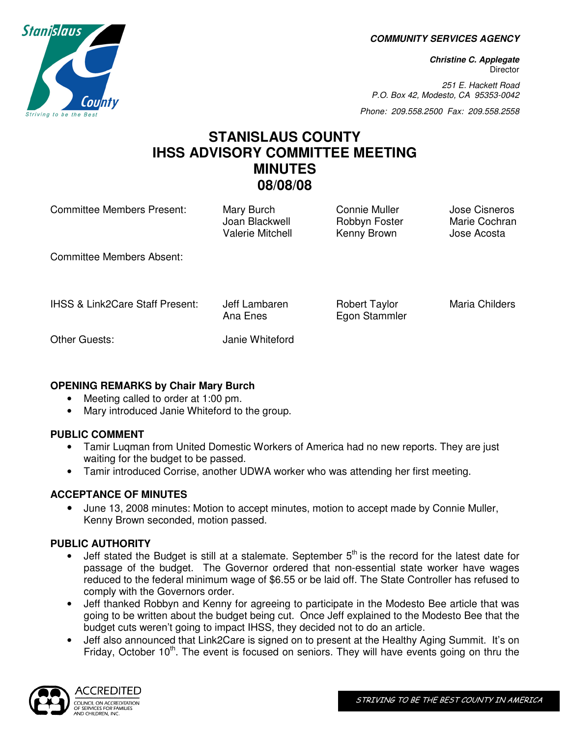**COMMUNITY SERVICES AGENCY**

***Christine C. Applegate***
Director

*251 E. Hackett Road*
*P.O. Box 42, Modesto, CA 95353-0042*

*Phone: 209.558.2500 Fax: 209.558.2558*

# STANISLAUS COUNTY
# IHSS ADVISORY COMMITTEE MEETING
# MINUTES
# 08/08/08

| | | | |
|---|---|---|---|
| Committee Members Present: | Mary Burch<br>Joan Blackwell<br>Valerie Mitchell | Connie Muller<br>Robbyn Foster<br>Kenny Brown | Jose Cisneros<br>Marie Cochran<br>Jose Acosta |
| Committee Members Absent: | | | |
| IHSS & Link2Care Staff Present: | Jeff Lambaren<br>Ana Enes | Robert Taylor<br>Egon Stammler | Maria Childers |
| Other Guests: | Janie Whiteford | | |

**OPENING REMARKS by Chair Mary Burch**

- Meeting called to order at 1:00 pm.
- Mary introduced Janie Whiteford to the group.

**PUBLIC COMMENT**

- Tamir Luqman from United Domestic Workers of America had no new reports. They are just waiting for the budget to be passed.
- Tamir introduced Corrise, another UDWA worker who was attending her first meeting.

**ACCEPTANCE OF MINUTES**

- June 13, 2008 minutes: Motion to accept minutes, motion to accept made by Connie Muller, Kenny Brown seconded, motion passed.

**PUBLIC AUTHORITY**

- Jeff stated the Budget is still at a stalemate. September 5th is the record for the latest date for passage of the budget. The Governor ordered that non-essential state worker have wages reduced to the federal minimum wage of $6.55 or be laid off. The State Controller has refused to comply with the Governors order.
- Jeff thanked Robbyn and Kenny for agreeing to participate in the Modesto Bee article that was going to be written about the budget being cut. Once Jeff explained to the Modesto Bee that the budget cuts weren't going to impact IHSS, they decided not to do an article.
- Jeff also announced that Link2Care is signed on to present at the Healthy Aging Summit. It's on Friday, October 10th. The event is focused on seniors. They will have events going on thru the

ACCREDITED
COUNCIL ON ACCREDITATION OF SERVICES FOR FAMILIES AND CHILDREN, INC.

*STRIVING TO BE THE BEST COUNTY IN AMERICA*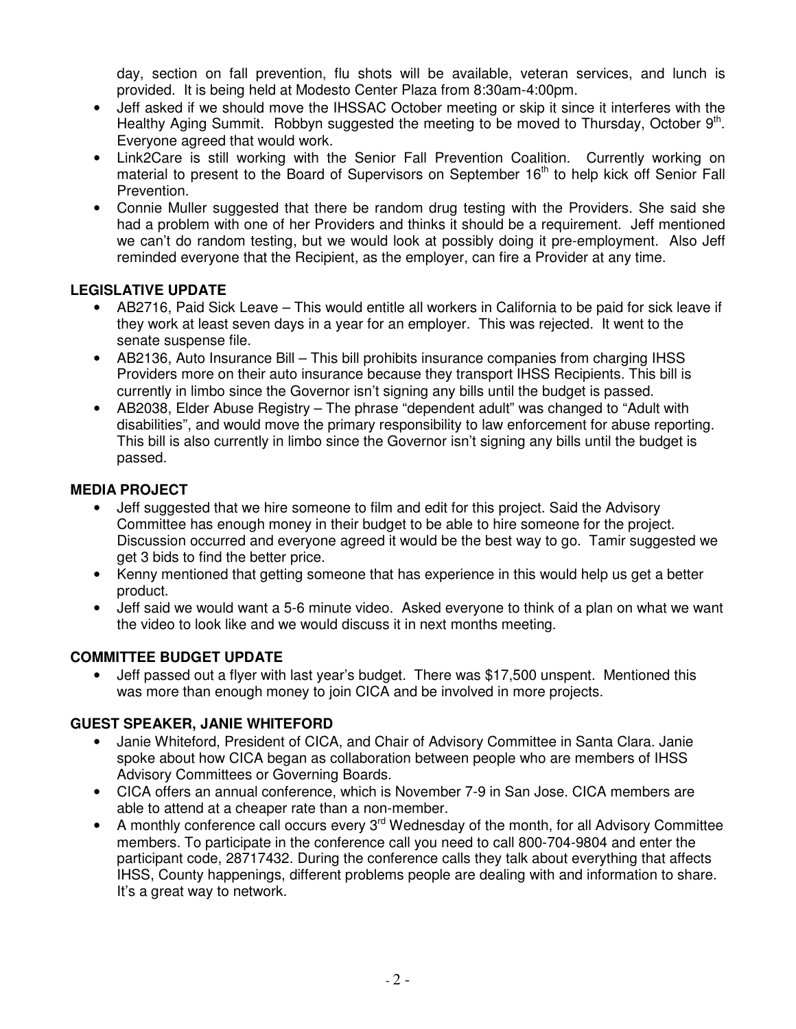day, section on fall prevention, flu shots will be available, veteran services, and lunch is provided. It is being held at Modesto Center Plaza from 8:30am-4:00pm.

- Jeff asked if we should move the IHSSAC October meeting or skip it since it interferes with the Healthy Aging Summit. Robbyn suggested the meeting to be moved to Thursday, October 9th. Everyone agreed that would work.
- Link2Care is still working with the Senior Fall Prevention Coalition. Currently working on material to present to the Board of Supervisors on September 16th to help kick off Senior Fall Prevention.
- Connie Muller suggested that there be random drug testing with the Providers. She said she had a problem with one of her Providers and thinks it should be a requirement. Jeff mentioned we can't do random testing, but we would look at possibly doing it pre-employment. Also Jeff reminded everyone that the Recipient, as the employer, can fire a Provider at any time.

**LEGISLATIVE UPDATE**

- AB2716, Paid Sick Leave – This would entitle all workers in California to be paid for sick leave if they work at least seven days in a year for an employer. This was rejected. It went to the senate suspense file.
- AB2136, Auto Insurance Bill – This bill prohibits insurance companies from charging IHSS Providers more on their auto insurance because they transport IHSS Recipients. This bill is currently in limbo since the Governor isn't signing any bills until the budget is passed.
- AB2038, Elder Abuse Registry – The phrase "dependent adult" was changed to "Adult with disabilities", and would move the primary responsibility to law enforcement for abuse reporting. This bill is also currently in limbo since the Governor isn't signing any bills until the budget is passed.

**MEDIA PROJECT**

- Jeff suggested that we hire someone to film and edit for this project. Said the Advisory Committee has enough money in their budget to be able to hire someone for the project. Discussion occurred and everyone agreed it would be the best way to go. Tamir suggested we get 3 bids to find the better price.
- Kenny mentioned that getting someone that has experience in this would help us get a better product.
- Jeff said we would want a 5-6 minute video. Asked everyone to think of a plan on what we want the video to look like and we would discuss it in next months meeting.

**COMMITTEE BUDGET UPDATE**

- Jeff passed out a flyer with last year's budget. There was $17,500 unspent. Mentioned this was more than enough money to join CICA and be involved in more projects.

**GUEST SPEAKER, JANIE WHITEFORD**

- Janie Whiteford, President of CICA, and Chair of Advisory Committee in Santa Clara. Janie spoke about how CICA began as collaboration between people who are members of IHSS Advisory Committees or Governing Boards.
- CICA offers an annual conference, which is November 7-9 in San Jose. CICA members are able to attend at a cheaper rate than a non-member.
- A monthly conference call occurs every 3rd Wednesday of the month, for all Advisory Committee members. To participate in the conference call you need to call 800-704-9804 and enter the participant code, 28717432. During the conference calls they talk about everything that affects IHSS, County happenings, different problems people are dealing with and information to share. It's a great way to network.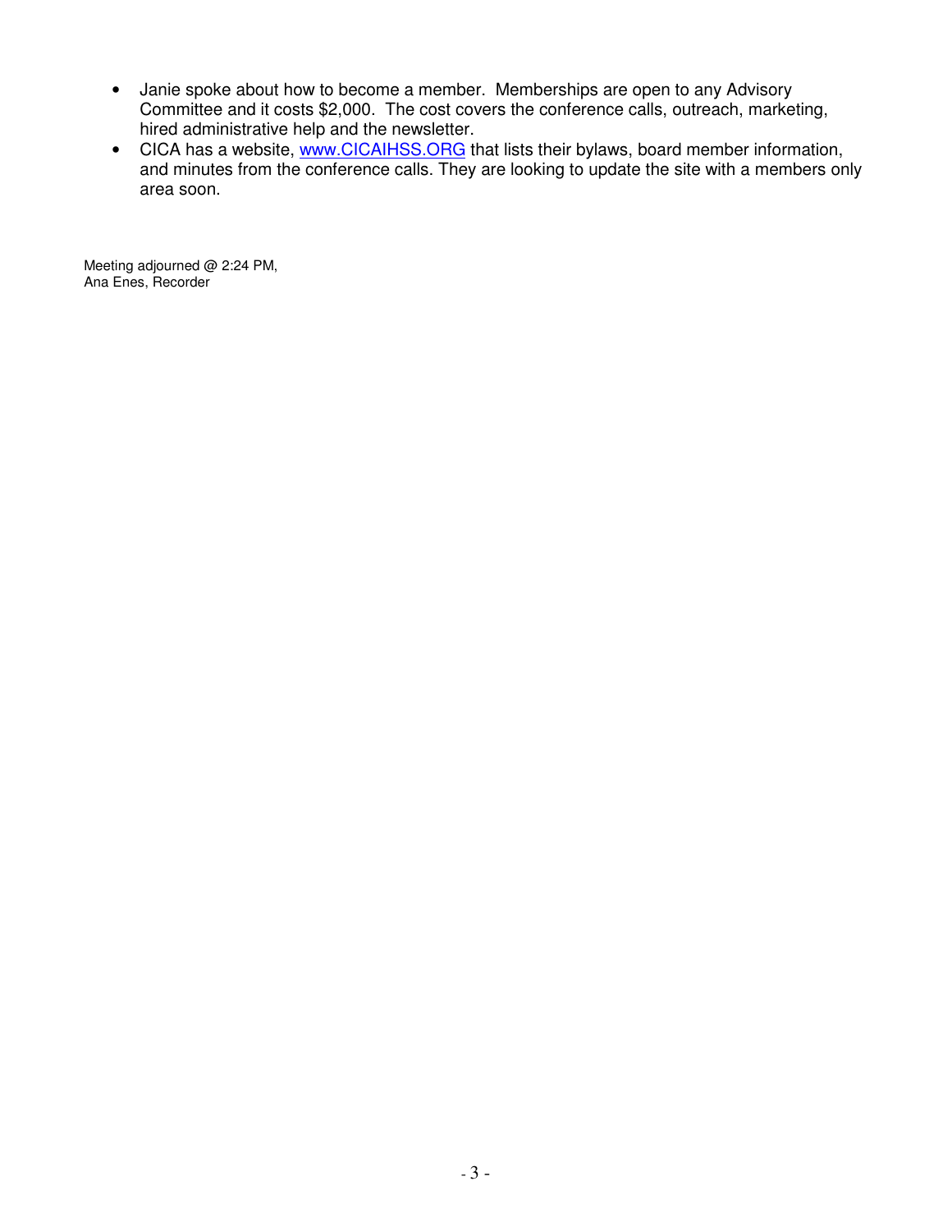- Janie spoke about how to become a member. Memberships are open to any Advisory Committee and it costs $2,000. The cost covers the conference calls, outreach, marketing, hired administrative help and the newsletter.
- CICA has a website, [www.CICAIHSS.ORG](http://www.CICAIHSS.ORG) that lists their bylaws, board member information, and minutes from the conference calls. They are looking to update the site with a members only area soon.

Meeting adjourned @ 2:24 PM,
Ana Enes, Recorder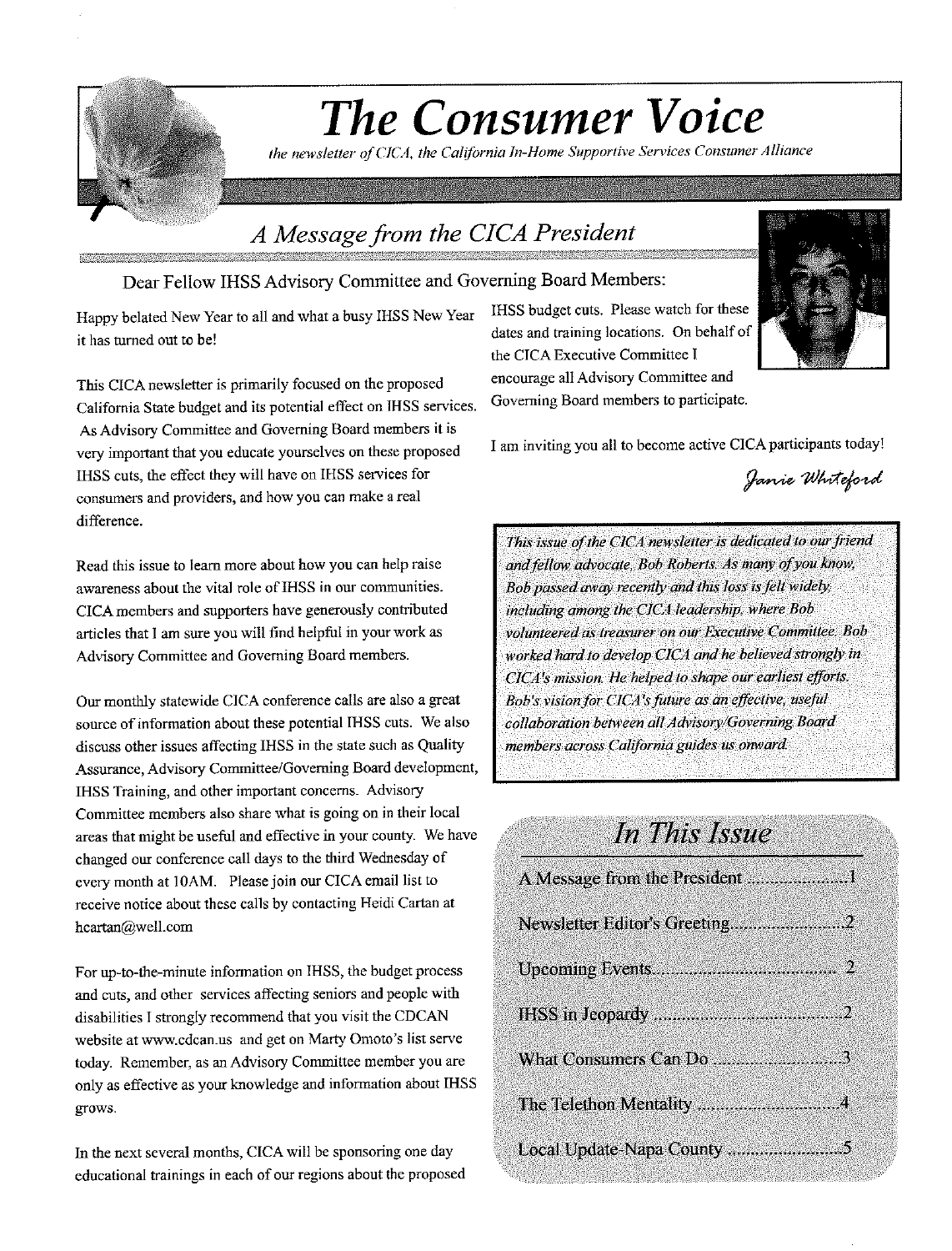# The Consumer Voice

*the newsletter of CICA, the California In-Home Supportive Services Consumer Alliance*

## *A Message from the CICA President*

Dear Fellow IHSS Advisory Committee and Governing Board Members:

Happy belated New Year to all and what a busy IHSS New Year it has turned out to be!

This CICA newsletter is primarily focused on the proposed California State budget and its potential effect on IHSS services. As Advisory Committee and Governing Board members it is very important that you educate yourselves on these proposed IHSS cuts, the effect they will have on IHSS services for consumers and providers, and how you can make a real difference.

Read this issue to learn more about how you can help raise awareness about the vital role of IHSS in our communities. CICA members and supporters have generously contributed articles that I am sure you will find helpful in your work as Advisory Committee and Governing Board members.

Our monthly statewide CICA conference calls are also a great source of information about these potential IHSS cuts. We also discuss other issues affecting IHSS in the state such as Quality Assurance, Advisory Committee/Governing Board development, IHSS Training, and other important concerns. Advisory Committee members also share what is going on in their local areas that might be useful and effective in your county. We have changed our conference call days to the third Wednesday of every month at 10AM. Please join our CICA email list to receive notice about these calls by contacting Heidi Cartan at hcartan@well.com

For up-to-the-minute information on IHSS, the budget process and cuts, and other services affecting seniors and people with disabilities I strongly recommend that you visit the CDCAN website at www.cdcan.us and get on Marty Omoto's list serve today. Remember, as an Advisory Committee member you are only as effective as your knowledge and information about IHSS grows.

In the next several months, CICA will be sponsoring one day educational trainings in each of our regions about the proposed IHSS budget cuts. Please watch for these dates and training locations. On behalf of the CICA Executive Committee I encourage all Advisory Committee and Governing Board members to participate.

I am inviting you all to become active CICA participants today!

Janie Whiteford

*This issue of the CICA newsletter is dedicated to our friend and fellow advocate, Bob Roberts. As many of you know, Bob passed away recently and this loss is felt widely, including among the CICA leadership, where Bob volunteered as treasurer on our Executive Committee. Bob worked hard to develop CICA and he believed strongly in CICA's mission. He helped to shape our earliest efforts. Bob's vision for CICA's future as an effective, useful collaboration between all Advisory/Governing Board members across California guides us onward.*

## *In This Issue*

| | |
|---|---|
| A Message from the President | 1 |
| Newsletter Editor's Greeting | 2 |
| Upcoming Events | 2 |
| IHSS in Jeopardy | 2 |
| What Consumers Can Do | 3 |
| The Telethon Mentality | 4 |
| Local Update-Napa County | 5 |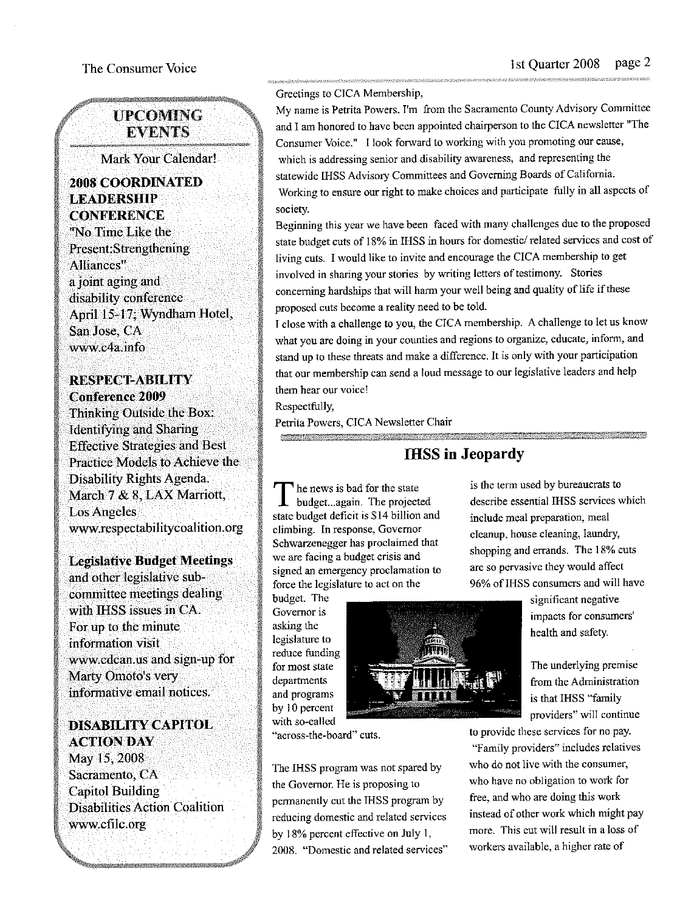## UPCOMING EVENTS

Mark Your Calendar!

**2008 COORDINATED LEADERSHIP CONFERENCE**
"No Time Like the Present:Strengthening Alliances"
a joint aging and disability conference
April 15-17; Wyndham Hotel, San Jose, CA
www.c4a.info

**RESPECT-ABILITY Conference 2009**
Thinking Outside the Box: Identifying and Sharing Effective Strategies and Best Practice Models to Achieve the Disability Rights Agenda.
March 7 & 8, LAX Marriott, Los Angeles
www.respectabilitycoalition.org

**Legislative Budget Meetings** and other legislative sub-committee meetings dealing with IHSS issues in CA.
For up to the minute information visit www.cdcan.us and sign-up for Marty Omoto's very informative email notices.

**DISABILITY CAPITOL ACTION DAY**
May 15, 2008
Sacramento, CA
Capitol Building
Disabilities Action Coalition
www.cfilc.org

Greetings to CICA Membership,

My name is Petrita Powers. I'm from the Sacramento County Advisory Committee and I am honored to have been appointed chairperson to the CICA newsletter "The Consumer Voice." I look forward to working with you promoting our cause, which is addressing senior and disability awareness, and representing the statewide IHSS Advisory Committees and Governing Boards of California. Working to ensure our right to make choices and participate fully in all aspects of society.

Beginning this year we have been faced with many challenges due to the proposed state budget cuts of 18% in IHSS in hours for domestic/ related services and cost of living cuts. I would like to invite and encourage the CICA membership to get involved in sharing your stories by writing letters of testimony. Stories concerning hardships that will harm your well being and quality of life if these proposed cuts become a reality need to be told.

I close with a challenge to you, the CICA membership. A challenge to let us know what you are doing in your counties and regions to organize, educate, inform, and stand up to these threats and make a difference. It is only with your participation that our membership can send a loud message to our legislative leaders and help them hear our voice!

Respectfully,

Petrita Powers, CICA Newsletter Chair

## IHSS in Jeopardy

The news is bad for the state budget...again. The projected state budget deficit is $14 billion and climbing. In response, Governor Schwarzenegger has proclaimed that we are facing a budget crisis and signed an emergency proclamation to force the legislature to act on the budget. The Governor is asking the legislature to reduce funding for most state departments and programs by 10 percent with so-called "across-the-board" cuts.

The IHSS program was not spared by the Governor. He is proposing to permanently cut the IHSS program by reducing domestic and related services by 18% percent effective on July 1, 2008. "Domestic and related services" is the term used by bureaucrats to describe essential IHSS services which include meal preparation, meal cleanup, house cleaning, laundry, shopping and errands. The 18% cuts are so pervasive they would affect 96% of IHSS consumers and will have significant negative impacts for consumers' health and safety.

The underlying premise from the Administration is that IHSS "family providers" will continue to provide these services for no pay. "Family providers" includes relatives who do not live with the consumer, who have no obligation to work for free, and who are doing this work instead of other work which might pay more. This cut will result in a loss of workers available, a higher rate of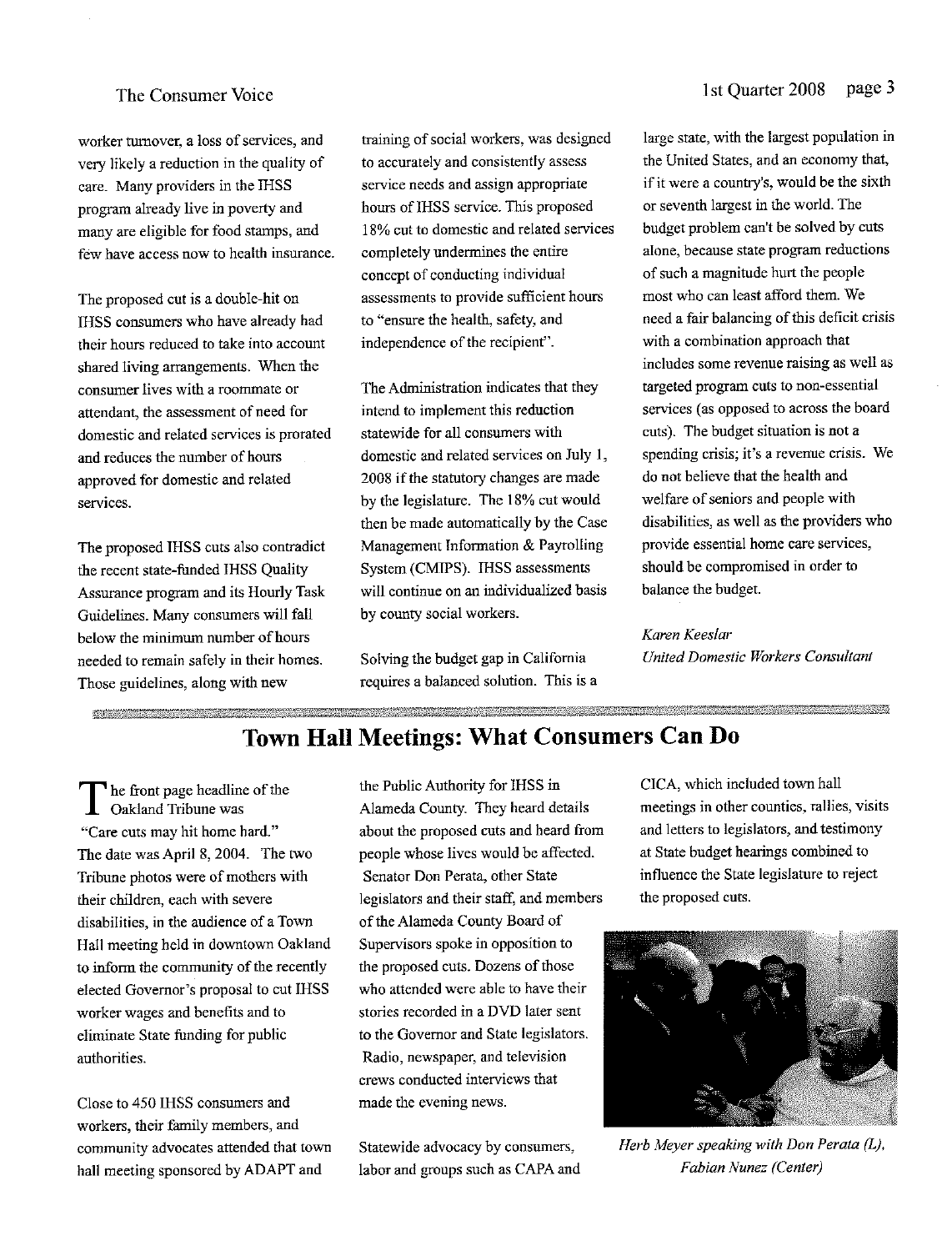worker turnover, a loss of services, and very likely a reduction in the quality of care. Many providers in the IHSS program already live in poverty and many are eligible for food stamps, and few have access now to health insurance.

The proposed cut is a double-hit on IHSS consumers who have already had their hours reduced to take into account shared living arrangements. When the consumer lives with a roommate or attendant, the assessment of need for domestic and related services is prorated and reduces the number of hours approved for domestic and related services.

The proposed IHSS cuts also contradict the recent state-funded IHSS Quality Assurance program and its Hourly Task Guidelines. Many consumers will fall below the minimum number of hours needed to remain safely in their homes. Those guidelines, along with new training of social workers, was designed to accurately and consistently assess service needs and assign appropriate hours of IHSS service. This proposed 18% cut to domestic and related services completely undermines the entire concept of conducting individual assessments to provide sufficient hours to "ensure the health, safety, and independence of the recipient".

The Administration indicates that they intend to implement this reduction statewide for all consumers with domestic and related services on July 1, 2008 if the statutory changes are made by the legislature. The 18% cut would then be made automatically by the Case Management Information & Payrolling System (CMIPS). IHSS assessments will continue on an individualized basis by county social workers.

Solving the budget gap in California requires a balanced solution. This is a large state, with the largest population in the United States, and an economy that, if it were a country's, would be the sixth or seventh largest in the world. The budget problem can't be solved by cuts alone, because state program reductions of such a magnitude hurt the people most who can least afford them. We need a fair balancing of this deficit crisis with a combination approach that includes some revenue raising as well as targeted program cuts to non-essential services (as opposed to across the board cuts). The budget situation is not a spending crisis; it's a revenue crisis. We do not believe that the health and welfare of seniors and people with disabilities, as well as the providers who provide essential home care services, should be compromised in order to balance the budget.

*Karen Keeslar*
*United Domestic Workers Consultant*

## Town Hall Meetings: What Consumers Can Do

The front page headline of the Oakland Tribune was "Care cuts may hit home hard." The date was April 8, 2004. The two Tribune photos were of mothers with their children, each with severe disabilities, in the audience of a Town Hall meeting held in downtown Oakland to inform the community of the recently elected Governor's proposal to cut IHSS worker wages and benefits and to eliminate State funding for public authorities.

Close to 450 IHSS consumers and workers, their family members, and community advocates attended that town hall meeting sponsored by ADAPT and the Public Authority for IHSS in Alameda County. They heard details about the proposed cuts and heard from people whose lives would be affected. Senator Don Perata, other State legislators and their staff, and members of the Alameda County Board of Supervisors spoke in opposition to the proposed cuts. Dozens of those who attended were able to have their stories recorded in a DVD later sent to the Governor and State legislators. Radio, newspaper, and television crews conducted interviews that made the evening news.

Statewide advocacy by consumers, labor and groups such as CAPA and CICA, which included town hall meetings in other counties, rallies, visits and letters to legislators, and testimony at State budget hearings combined to influence the State legislature to reject the proposed cuts.

*Herb Meyer speaking with Don Perata (L), Fabian Nunez (Center)*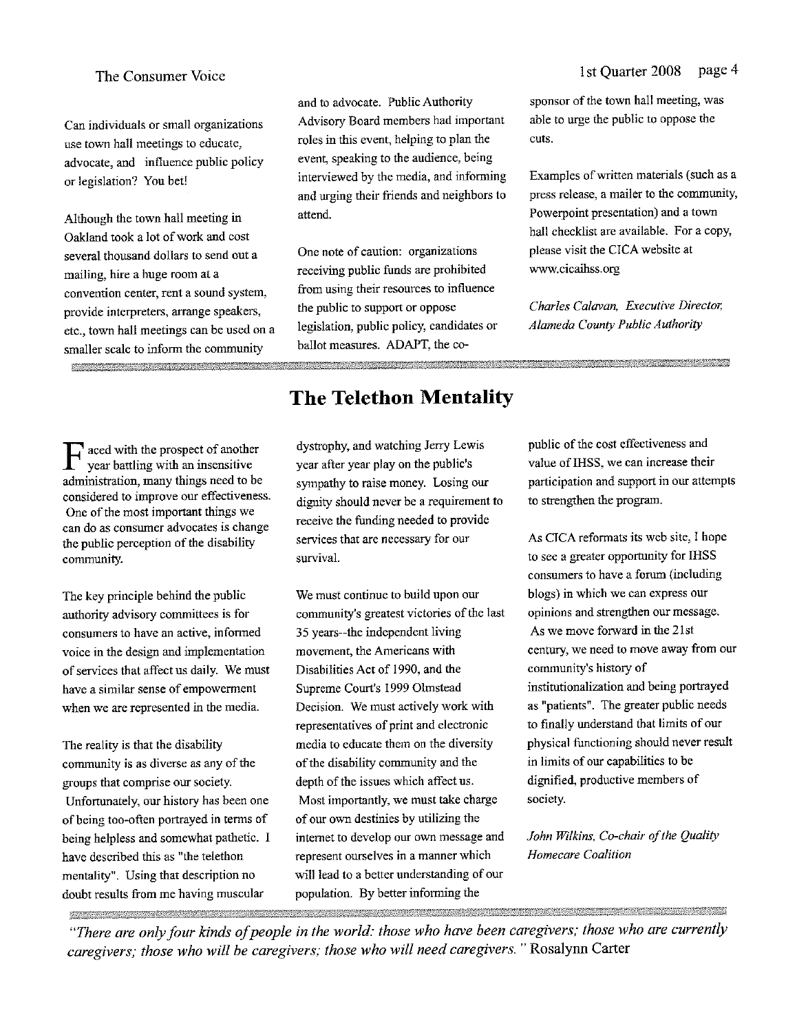Can individuals or small organizations use town hall meetings to educate, advocate, and influence public policy or legislation? You bet!

Although the town hall meeting in Oakland took a lot of work and cost several thousand dollars to send out a mailing, hire a huge room at a convention center, rent a sound system, provide interpreters, arrange speakers, etc., town hall meetings can be used on a smaller scale to inform the community and to advocate. Public Authority Advisory Board members had important roles in this event, helping to plan the event, speaking to the audience, being interviewed by the media, and informing and urging their friends and neighbors to attend.

One note of caution: organizations receiving public funds are prohibited from using their resources to influence the public to support or oppose legislation, public policy, candidates or ballot measures. ADAPT, the co-sponsor of the town hall meeting, was able to urge the public to oppose the cuts.

Examples of written materials (such as a press release, a mailer to the community, Powerpoint presentation) and a town hall checklist are available. For a copy, please visit the CICA website at www.cicaihss.org

*Charles Calavan, Executive Director, Alameda County Public Authority*

# The Telethon Mentality

Faced with the prospect of another year battling with an insensitive administration, many things need to be considered to improve our effectiveness. One of the most important things we can do as consumer advocates is change the public perception of the disability community.

The key principle behind the public authority advisory committees is for consumers to have an active, informed voice in the design and implementation of services that affect us daily. We must have a similar sense of empowerment when we are represented in the media.

The reality is that the disability community is as diverse as any of the groups that comprise our society. Unfortunately, our history has been one of being too-often portrayed in terms of being helpless and somewhat pathetic. I have described this as "the telethon mentality". Using that description no doubt results from me having muscular dystrophy, and watching Jerry Lewis year after year play on the public's sympathy to raise money. Losing our dignity should never be a requirement to receive the funding needed to provide services that are necessary for our survival.

We must continue to build upon our community's greatest victories of the last 35 years--the independent living movement, the Americans with Disabilities Act of 1990, and the Supreme Court's 1999 Olmstead Decision. We must actively work with representatives of print and electronic media to educate them on the diversity of the disability community and the depth of the issues which affect us. Most importantly, we must take charge of our own destinies by utilizing the internet to develop our own message and represent ourselves in a manner which will lead to a better understanding of our population. By better informing the public of the cost effectiveness and value of IHSS, we can increase their participation and support in our attempts to strengthen the program.

As CICA reformats its web site, I hope to see a greater opportunity for IHSS consumers to have a forum (including blogs) in which we can express our opinions and strengthen our message. As we move forward in the 21st century, we need to move away from our community's history of institutionalization and being portrayed as "patients". The greater public needs to finally understand that limits of our physical functioning should never result in limits of our capabilities to be dignified, productive members of society.

*John Wilkins, Co-chair of the Quality Homecare Coalition*

*"There are only four kinds of people in the world: those who have been caregivers; those who are currently caregivers; those who will be caregivers; those who will need caregivers."* Rosalynn Carter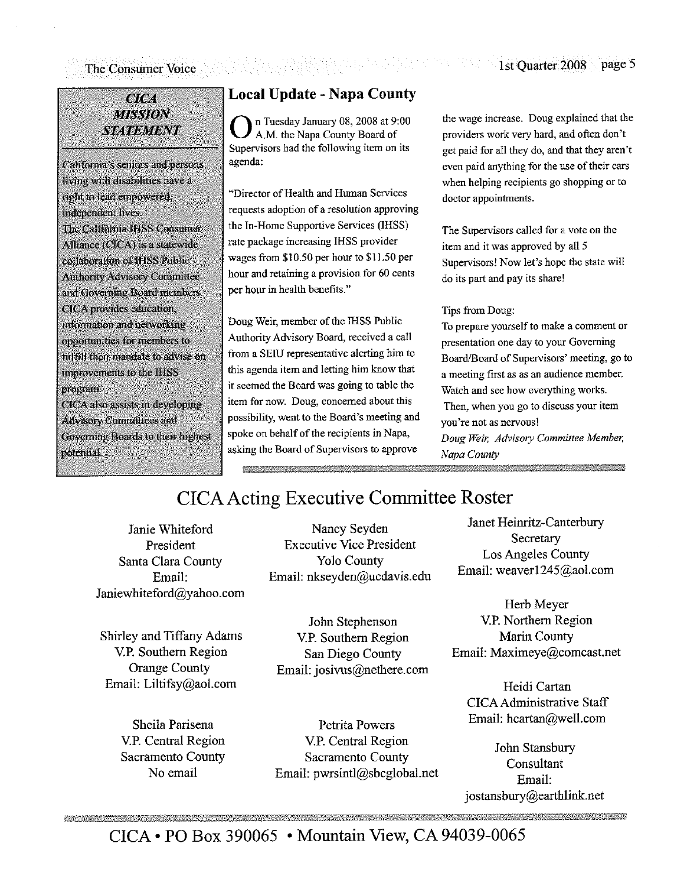## CICA MISSION STATEMENT

California's seniors and persons living with disabilities have a right to lead empowered, independent lives.

The California IHSS Consumer Alliance (CICA) is a statewide collaboration of IHSS Public Authority Advisory Committee and Governing Board members.

CICA provides education, information and networking opportunities for members to fulfill their mandate to advise on improvements to the IHSS program.

CICA also assists in developing Advisory Committees and Governing Boards to their highest potential.

## Local Update - Napa County

On Tuesday January 08, 2008 at 9:00 A.M. the Napa County Board of Supervisors had the following item on its agenda:

"Director of Health and Human Services requests adoption of a resolution approving the In-Home Supportive Services (IHSS) rate package increasing IHSS provider wages from $10.50 per hour to $11.50 per hour and retaining a provision for 60 cents per hour in health benefits."

Doug Weir, member of the IHSS Public Authority Advisory Board, received a call from a SEIU representative alerting him to this agenda item and letting him know that it seemed the Board was going to table the item for now. Doug, concerned about this possibility, went to the Board's meeting and spoke on behalf of the recipients in Napa, asking the Board of Supervisors to approve the wage increase. Doug explained that the providers work very hard, and often don't get paid for all they do, and that they aren't even paid anything for the use of their cars when helping recipients go shopping or to doctor appointments.

The Supervisors called for a vote on the item and it was approved by all 5 Supervisors! Now let's hope the state will do its part and pay its share!

Tips from Doug:

To prepare yourself to make a comment or presentation one day to your Governing Board/Board of Supervisors' meeting, go to a meeting first as an audience member. Watch and see how everything works. Then, when you go to discuss your item you're not as nervous!

*Doug Weir, Advisory Committee Member, Napa County*

## CICA Acting Executive Committee Roster

Janie Whiteford
President
Santa Clara County
Email: Janiewhiteford@yahoo.com

Shirley and Tiffany Adams
V.P. Southern Region
Orange County
Email: Liltifsy@aol.com

Sheila Parisena
V.P. Central Region
Sacramento County
No email

Nancy Seyden
Executive Vice President
Yolo County
Email: nkseyden@ucdavis.edu

John Stephenson
V.P. Southern Region
San Diego County
Email: josivus@nethere.com

Petrita Powers
V.P. Central Region
Sacramento County
Email: pwrsintl@sbcglobal.net

Janet Heinritz-Canterbury
Secretary
Los Angeles County
Email: weaver1245@aol.com

Herb Meyer
V.P. Northern Region
Marin County
Email: Maximeye@comcast.net

Heidi Cartan
CICA Administrative Staff
Email: hcartan@well.com

John Stansbury
Consultant
Email: jostansbury@earthlink.net

CICA • PO Box 390065 • Mountain View, CA 94039-0065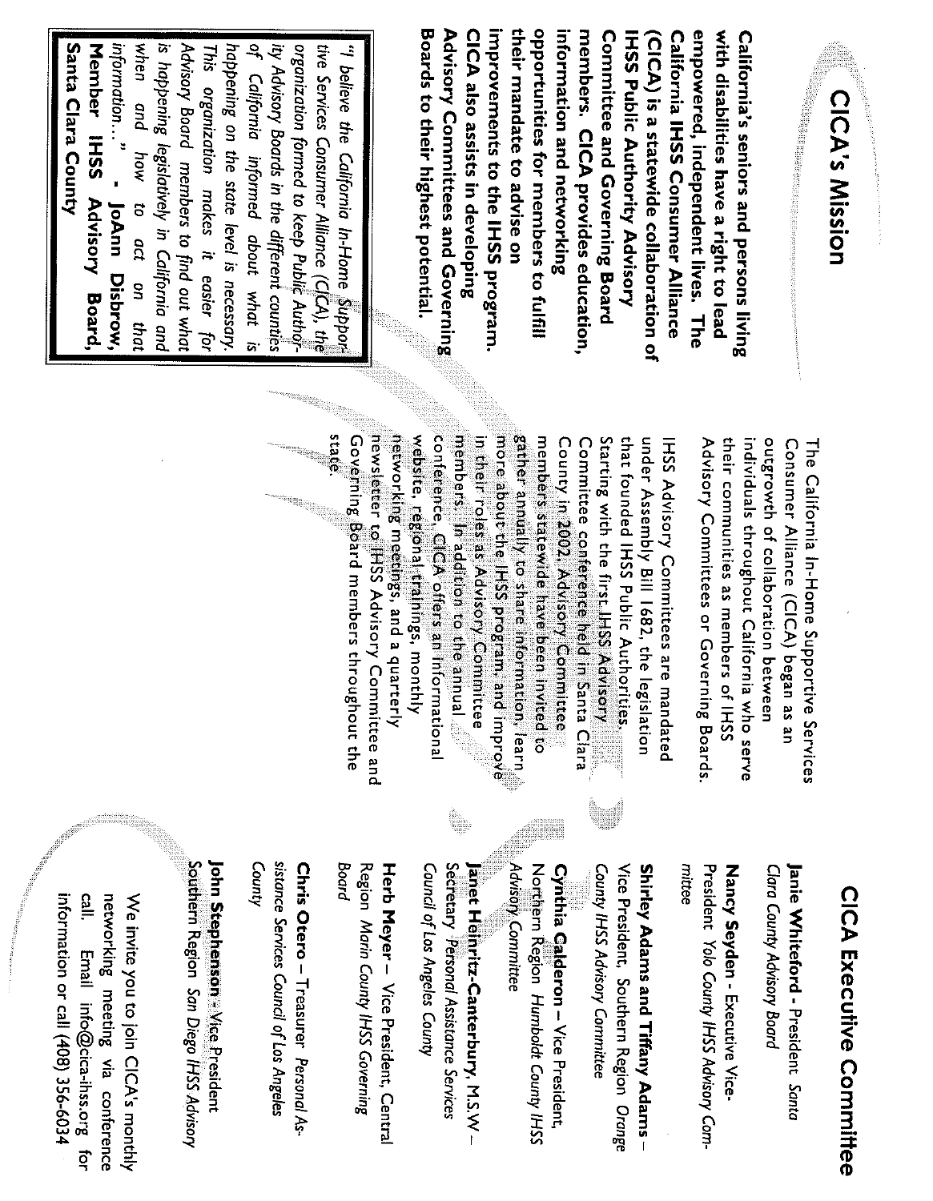# CICA's Mission

**California's seniors and persons living with disabilities have a right to lead empowered, independent lives. The California IHSS Consumer Alliance (CICA) is a statewide collaboration of IHSS Public Authority Advisory Committee and Governing Board members. CICA provides education, information and networking opportunities for members to fulfill their mandate to advise on improvements to the IHSS program. CICA also assists in developing Advisory Committees and Governing Boards to their highest potential.**

> *"I believe the California In-Home Supportive Services Consumer Alliance (CICA), the organization formed to keep Public Authority Advisory Boards in the different counties of California informed about what is happening on the state level is necessary. This organization makes it easier for Advisory Board members to find out what is happening legislatively in California and when and how to act on that information…"* **- JoAnn Disbrow, Member IHSS Advisory Board, Santa Clara County**

The California In-Home Supportive Services Consumer Alliance (CICA) began as an outgrowth of collaboration between individuals throughout California who serve their communities as members of IHSS Advisory Committees or Governing Boards.

IHSS Advisory Committees are mandated under Assembly Bill 1682, the legislation that founded IHSS Public Authorities. Starting with the first IHSS Advisory Committee conference held in Santa Clara County in 2002, Advisory Committee members statewide have been invited to gather annually to share information, learn more about the IHSS program, and improve in their roles as Advisory Committee members. In addition to the annual conference, CICA offers an informational website, regional trainings, monthly networking meetings, and a quarterly newsletter to IHSS Advisory Committee and Governing Board members throughout the state.

# CICA Executive Committee

**Janie Whiteford** - President *Santa Clara County Advisory Board*

**Nancy Seyden** - Executive Vice-President *Yolo County IHSS Advisory Committee*

**Shirley Adams and Tiffany Adams** – Vice President, Southern Region *Orange County IHSS Advisory Committee*

**Cynthia Calderon** – Vice President, Northern Region *Humboldt County IHSS Advisory Committee*

**Janet Heinritz-Canterbury**, M.S.W – Secretary *Personal Assistance Services Council of Los Angeles County*

**Herb Meyer** – Vice President, Central Region *Marin County IHSS Governing Board*

**Chris Otero** – Treasurer *Personal Assistance Services Council of Los Angeles County*

**John Stephenson** - Vice President Southern Region *San Diego IHSS Advisory*

We invite you to join CICA's monthly networking meeting via conference call. Email info@cica-ihss.org for information or call (408) 356-6034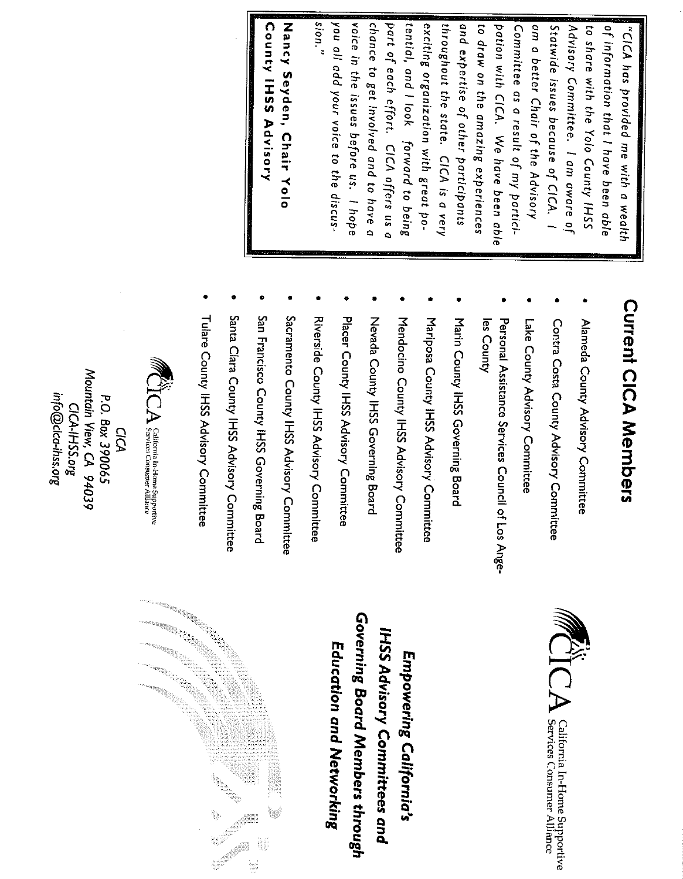"CICA has provided me with a wealth of information that I have been able to share with the Yolo County IHSS Advisory Committee. I am aware of Statwide issues because of CICA. I am a better Chair of the Advisory Committee as a result of my participation with CICA. We have been able to draw on the amazing experiences and expertise of other participants throughout the state. CICA is a very exciting organization with great potential, and I look forward to being part of each effort. CICA offers us a chance to get involved and to have a voice in the issues before us. I hope you all add your voice to the discussion."

**Nancy Seyden, Chair Yolo County IHSS Advisory**

## Current CICA Members

- Alameda County Advisory Committee
- Contra Costa County Advisory Committee
- Lake County Advisory Committee
- Personal Assistance Services Council of Los Angeles County
- Marin County IHSS Governing Board
- Mariposa County IHSS Advisory Committee
- Mendocino County IHSS Advisory Committee
- Nevada County IHSS Governing Board
- Placer County IHSS Advisory Committee
- Riverside County IHSS Advisory Committee
- Sacramento County IHSS Advisory Committee
- San Francisco County IHSS Governing Board
- Santa Clara County IHSS Advisory Committee
- Tulare County IHSS Advisory Committee

CICA California In-Home Supportive Services Consumer Alliance

*CICA*
*P.O. Box 390065*
*Mountain View, CA 94039*
*CICA-IHSS.org*
*info@cica-ihss.org*

CICA California In-Home Supportive Services Consumer Alliance

***Empowering California's IHSS Advisory Committees and Governing Board Members through Education and Networking***